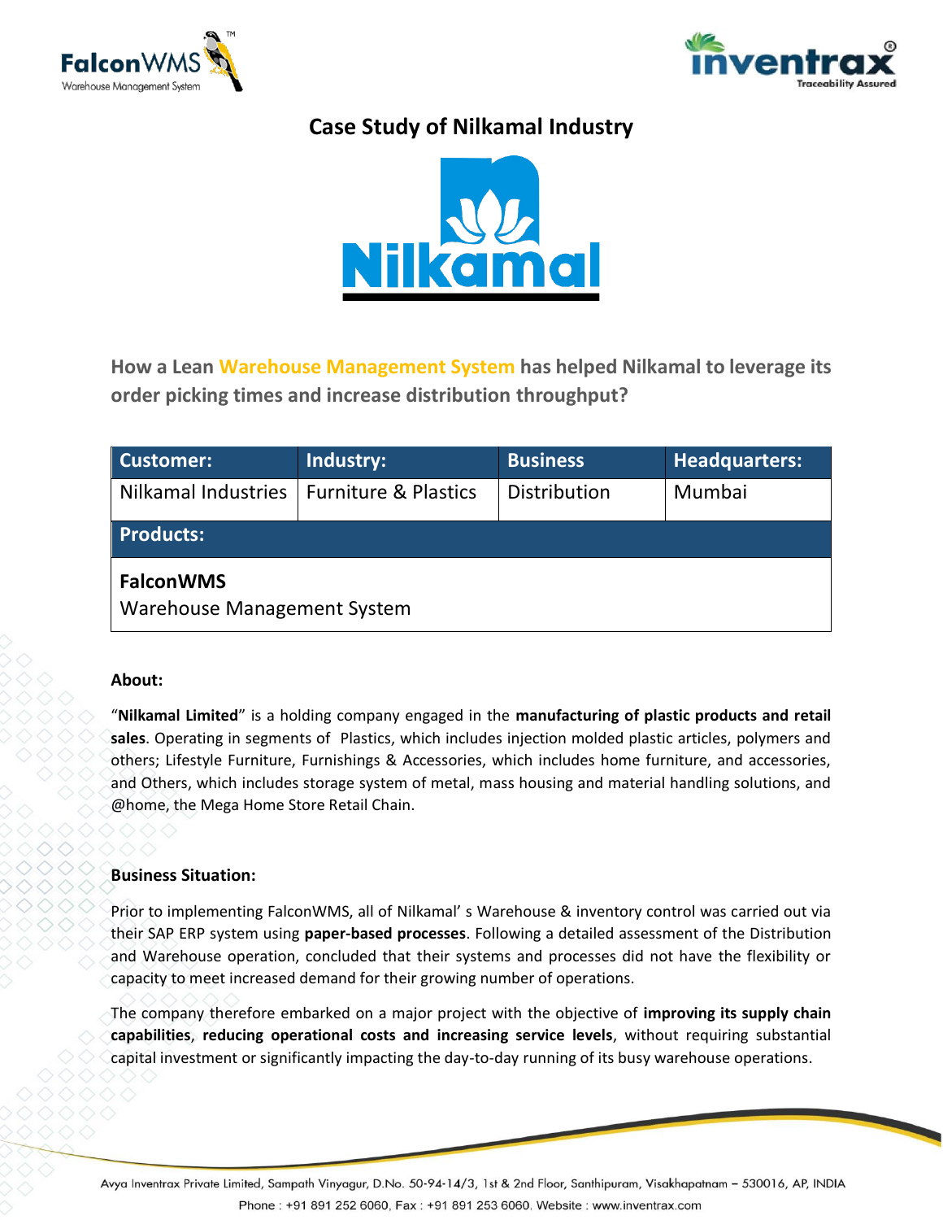# Case Study of Nilkamal Industry

## How a Lean Warehouse Management System has helped Nilkamal to leverage its order picking times and increase distribution throughput?

| Customer: | Industry: | Business | Headquarters: |
| --- | --- | --- | --- |
| Nilkamal Industries | Furniture & Plastics | Distribution | Mumbai |
| **Products:** | | | |
| **FalconWMS**<br>Warehouse Management System | | | |

**About:**

"**Nilkamal Limited**" is a holding company engaged in the **manufacturing of plastic products and retail sales**. Operating in segments of Plastics, which includes injection molded plastic articles, polymers and others; Lifestyle Furniture, Furnishings & Accessories, which includes home furniture, and accessories, and Others, which includes storage system of metal, mass housing and material handling solutions, and @home, the Mega Home Store Retail Chain.

**Business Situation:**

Prior to implementing FalconWMS, all of Nilkamal' s Warehouse & inventory control was carried out via their SAP ERP system using **paper-based processes**. Following a detailed assessment of the Distribution and Warehouse operation, concluded that their systems and processes did not have the flexibility or capacity to meet increased demand for their growing number of operations.

The company therefore embarked on a major project with the objective of **improving its supply chain capabilities**, **reducing operational costs and increasing service levels**, without requiring substantial capital investment or significantly impacting the day-to-day running of its busy warehouse operations.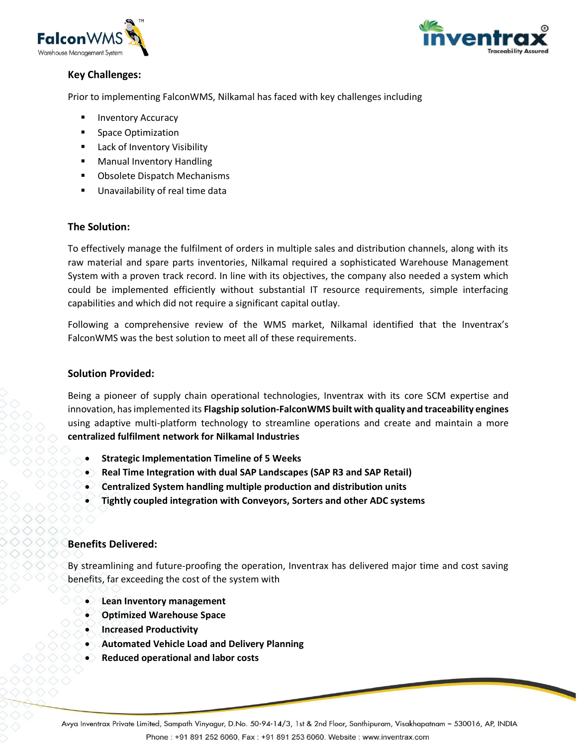## Key Challenges:

Prior to implementing FalconWMS, Nilkamal has faced with key challenges including

- Inventory Accuracy
- Space Optimization
- Lack of Inventory Visibility
- Manual Inventory Handling
- Obsolete Dispatch Mechanisms
- Unavailability of real time data

## The Solution:

To effectively manage the fulfilment of orders in multiple sales and distribution channels, along with its raw material and spare parts inventories, Nilkamal required a sophisticated Warehouse Management System with a proven track record. In line with its objectives, the company also needed a system which could be implemented efficiently without substantial IT resource requirements, simple interfacing capabilities and which did not require a significant capital outlay.

Following a comprehensive review of the WMS market, Nilkamal identified that the Inventrax's FalconWMS was the best solution to meet all of these requirements.

## Solution Provided:

Being a pioneer of supply chain operational technologies, Inventrax with its core SCM expertise and innovation, has implemented its **Flagship solution-FalconWMS built with quality and traceability engines** using adaptive multi-platform technology to streamline operations and create and maintain a more **centralized fulfilment network for Nilkamal Industries**

- **Strategic Implementation Timeline of 5 Weeks**
- **Real Time Integration with dual SAP Landscapes (SAP R3 and SAP Retail)**
- **Centralized System handling multiple production and distribution units**
- **Tightly coupled integration with Conveyors, Sorters and other ADC systems**

## Benefits Delivered:

By streamlining and future-proofing the operation, Inventrax has delivered major time and cost saving benefits, far exceeding the cost of the system with

- **Lean Inventory management**
- **Optimized Warehouse Space**
- **Increased Productivity**
- **Automated Vehicle Load and Delivery Planning**
- **Reduced operational and labor costs**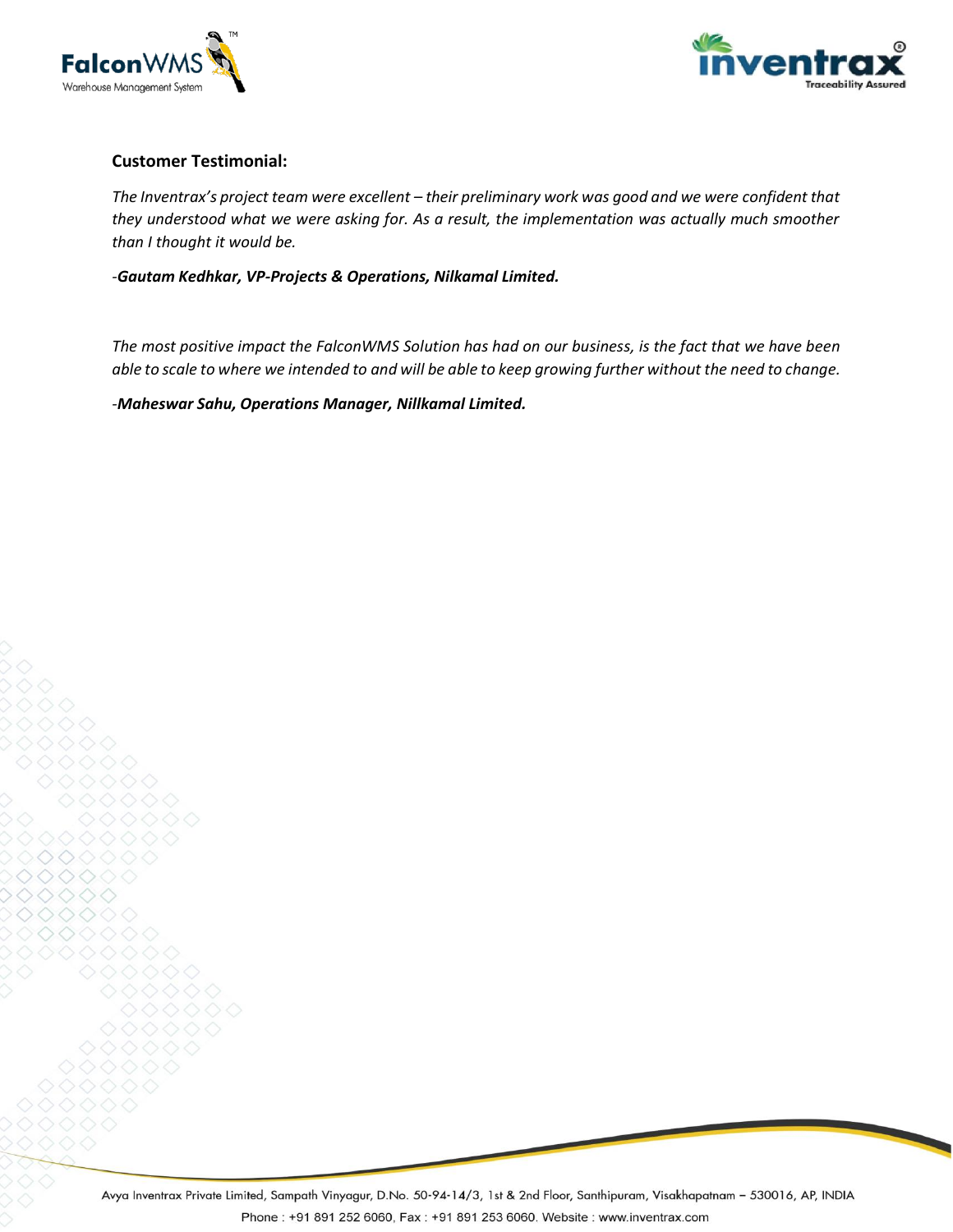**Customer Testimonial:**

*The Inventrax's project team were excellent – their preliminary work was good and we were confident that they understood what we were asking for. As a result, the implementation was actually much smoother than I thought it would be.*

-***Gautam Kedhkar, VP-Projects & Operations, Nilkamal Limited.***

*The most positive impact the FalconWMS Solution has had on our business, is the fact that we have been able to scale to where we intended to and will be able to keep growing further without the need to change.*

-***Maheswar Sahu, Operations Manager, Nillkamal Limited.***